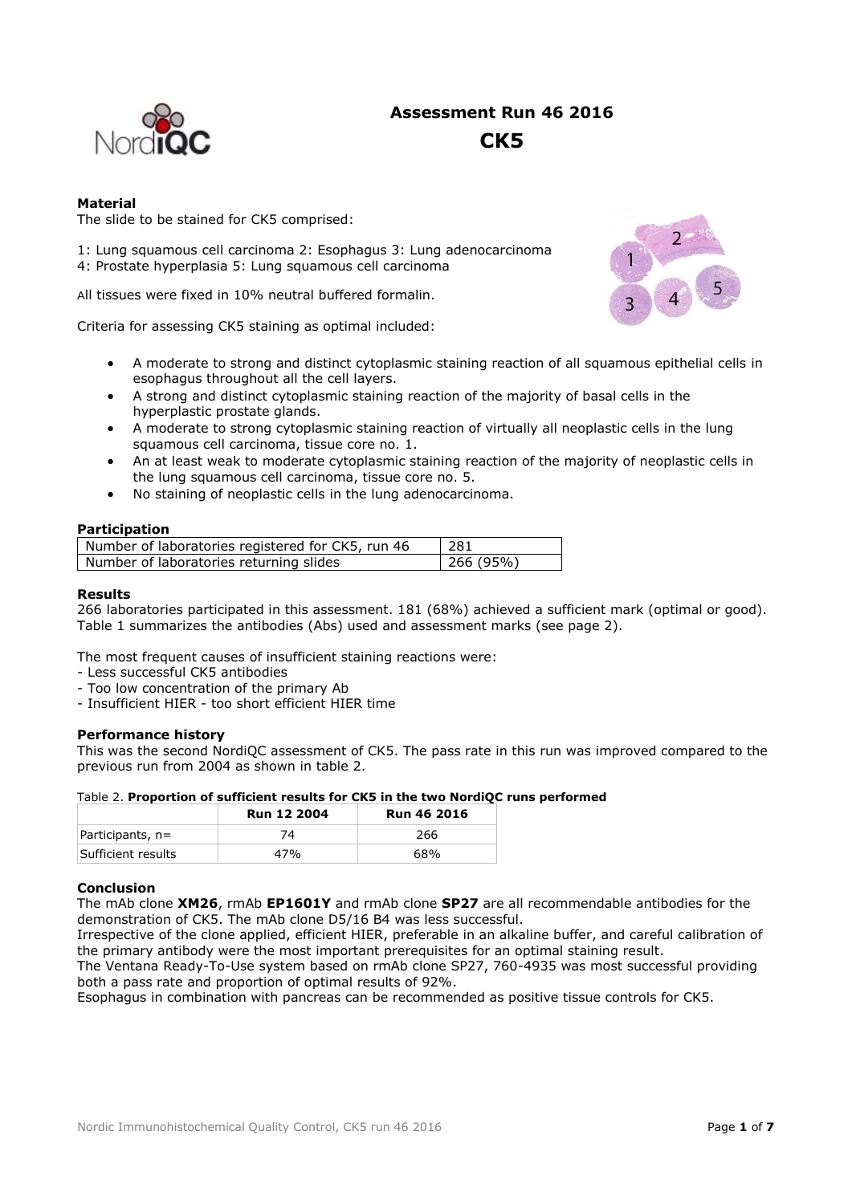# Assessment Run 46 2016
# CK5

### Material

The slide to be stained for CK5 comprised:

1: Lung squamous cell carcinoma 2: Esophagus 3: Lung adenocarcinoma
4: Prostate hyperplasia 5: Lung squamous cell carcinoma

All tissues were fixed in 10% neutral buffered formalin.

Criteria for assessing CK5 staining as optimal included:

- A moderate to strong and distinct cytoplasmic staining reaction of all squamous epithelial cells in esophagus throughout all the cell layers.
- A strong and distinct cytoplasmic staining reaction of the majority of basal cells in the hyperplastic prostate glands.
- A moderate to strong cytoplasmic staining reaction of virtually all neoplastic cells in the lung squamous cell carcinoma, tissue core no. 1.
- An at least weak to moderate cytoplasmic staining reaction of the majority of neoplastic cells in the lung squamous cell carcinoma, tissue core no. 5.
- No staining of neoplastic cells in the lung adenocarcinoma.

### Participation

| Number of laboratories registered for CK5, run 46 | 281 |
|---|---|
| Number of laboratories returning slides | 266 (95%) |

### Results

266 laboratories participated in this assessment. 181 (68%) achieved a sufficient mark (optimal or good). Table 1 summarizes the antibodies (Abs) used and assessment marks (see page 2).

The most frequent causes of insufficient staining reactions were:
- Less successful CK5 antibodies
- Too low concentration of the primary Ab
- Insufficient HIER - too short efficient HIER time

### Performance history

This was the second NordiQC assessment of CK5. The pass rate in this run was improved compared to the previous run from 2004 as shown in table 2.

Table 2. **Proportion of sufficient results for CK5 in the two NordiQC runs performed**

| | Run 12 2004 | Run 46 2016 |
|---|---|---|
| Participants, n= | 74 | 266 |
| Sufficient results | 47% | 68% |

### Conclusion

The mAb clone **XM26**, rmAb **EP1601Y** and rmAb clone **SP27** are all recommendable antibodies for the demonstration of CK5. The mAb clone D5/16 B4 was less successful.
Irrespective of the clone applied, efficient HIER, preferable in an alkaline buffer, and careful calibration of the primary antibody were the most important prerequisites for an optimal staining result.
The Ventana Ready-To-Use system based on rmAb clone SP27, 760-4935 was most successful providing both a pass rate and proportion of optimal results of 92%.
Esophagus in combination with pancreas can be recommended as positive tissue controls for CK5.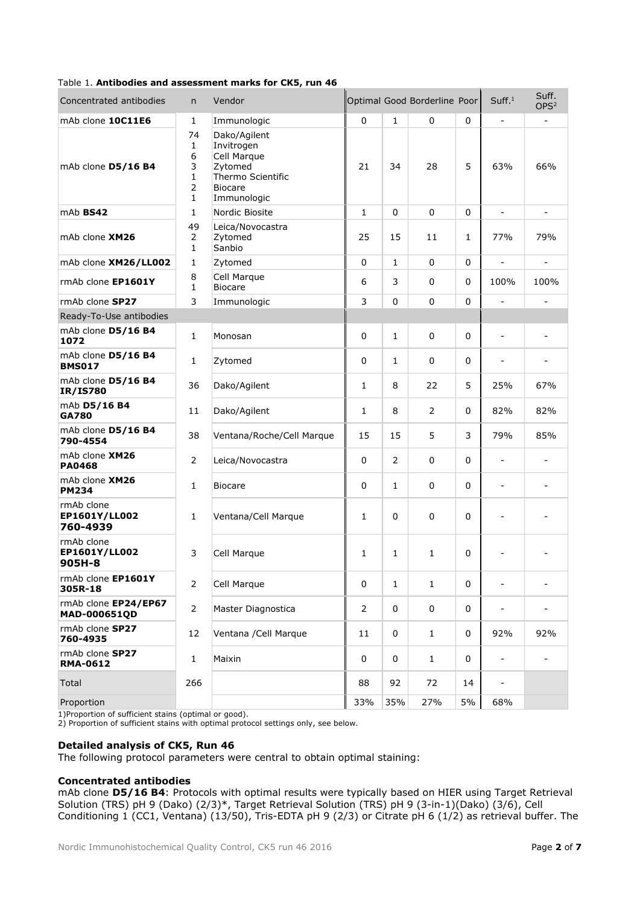Table 1. **Antibodies and assessment marks for CK5, run 46**

| Concentrated antibodies | n | Vendor | Optimal | Good | Borderline | Poor | Suff.[1] | Suff. OPS[2] |
|---|---|---|---|---|---|---|---|---|
| mAb clone **10C11E6** | 1 | Immunologic | 0 | 1 | 0 | 0 | - | - |
| mAb clone **D5/16 B4** | 74<br>1<br>6<br>3<br>1<br>2<br>1 | Dako/Agilent<br>Invitrogen<br>Cell Marque<br>Zytomed<br>Thermo Scientific<br>Biocare<br>Immunologic | 21 | 34 | 28 | 5 | 63% | 66% |
| mAb **BS42** | 1 | Nordic Biosite | 1 | 0 | 0 | 0 | - | - |
| mAb clone **XM26** | 49<br>2<br>1 | Leica/Novocastra<br>Zytomed<br>Sanbio | 25 | 15 | 11 | 1 | 77% | 79% |
| mAb clone **XM26/LL002** | 1 | Zytomed | 0 | 1 | 0 | 0 | - | - |
| rmAb clone **EP1601Y** | 8<br>1 | Cell Marque<br>Biocare | 6 | 3 | 0 | 0 | 100% | 100% |
| rmAb clone **SP27** | 3 | Immunologic | 3 | 0 | 0 | 0 | - | - |
| Ready-To-Use antibodies | | | | | | | | |
| mAb clone **D5/16 B4 1072** | 1 | Monosan | 0 | 1 | 0 | 0 | - | - |
| mAb clone **D5/16 B4 BMS017** | 1 | Zytomed | 0 | 1 | 0 | 0 | - | - |
| mAb clone **D5/16 B4 IR/IS780** | 36 | Dako/Agilent | 1 | 8 | 22 | 5 | 25% | 67% |
| mAb **D5/16 B4 GA780** | 11 | Dako/Agilent | 1 | 8 | 2 | 0 | 82% | 82% |
| mAb clone **D5/16 B4 790-4554** | 38 | Ventana/Roche/Cell Marque | 15 | 15 | 5 | 3 | 79% | 85% |
| mAb clone **XM26 PA0468** | 2 | Leica/Novocastra | 0 | 2 | 0 | 0 | - | - |
| mAb clone **XM26 PM234** | 1 | Biocare | 0 | 1 | 0 | 0 | - | - |
| rmAb clone **EP1601Y/LL002 760-4939** | 1 | Ventana/Cell Marque | 1 | 0 | 0 | 0 | - | - |
| rmAb clone **EP1601Y/LL002 905H-8** | 3 | Cell Marque | 1 | 1 | 1 | 0 | - | - |
| rmAb clone **EP1601Y 305R-18** | 2 | Cell Marque | 0 | 1 | 1 | 0 | - | - |
| rmAb clone **EP24/EP67 MAD-000651QD** | 2 | Master Diagnostica | 2 | 0 | 0 | 0 | - | - |
| rmAb clone **SP27 760-4935** | 12 | Ventana /Cell Marque | 11 | 0 | 1 | 0 | 92% | 92% |
| rmAb clone **SP27 RMA-0612** | 1 | Maixin | 0 | 0 | 1 | 0 | - | - |
| Total | 266 | | 88 | 92 | 72 | 14 | - | |
| Proportion | | | 33% | 35% | 27% | 5% | 68% | |

1)Proportion of sufficient stains (optimal or good).
2) Proportion of sufficient stains with optimal protocol settings only, see below.

### Detailed analysis of CK5, Run 46

The following protocol parameters were central to obtain optimal staining:

### Concentrated antibodies

mAb clone **D5/16 B4**: Protocols with optimal results were typically based on HIER using Target Retrieval Solution (TRS) pH 9 (Dako) (2/3)*, Target Retrieval Solution (TRS) pH 9 (3-in-1)(Dako) (3/6), Cell Conditioning 1 (CC1, Ventana) (13/50), Tris-EDTA pH 9 (2/3) or Citrate pH 6 (1/2) as retrieval buffer. The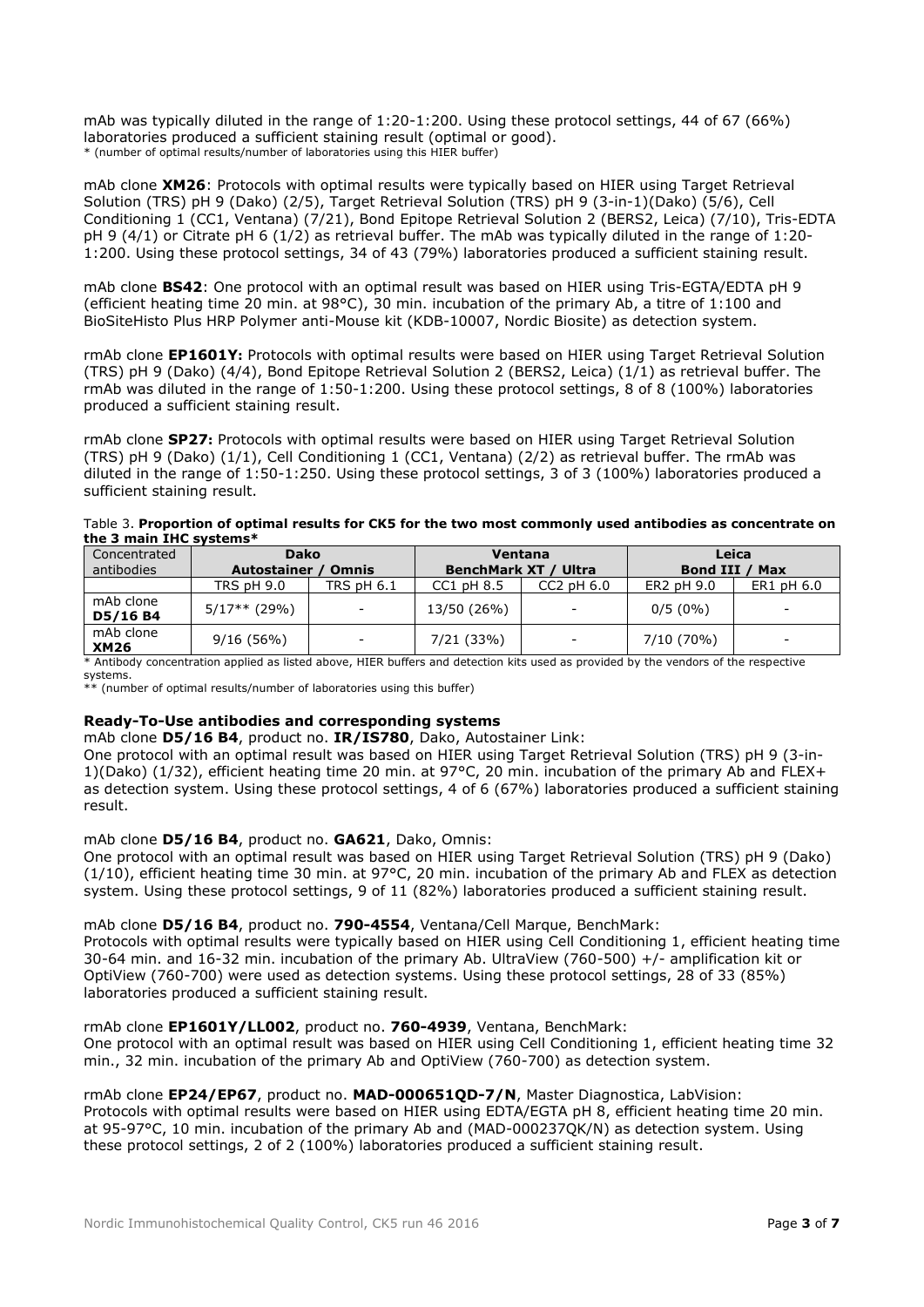mAb was typically diluted in the range of 1:20-1:200. Using these protocol settings, 44 of 67 (66%) laboratories produced a sufficient staining result (optimal or good).
* (number of optimal results/number of laboratories using this HIER buffer)

mAb clone **XM26**: Protocols with optimal results were typically based on HIER using Target Retrieval Solution (TRS) pH 9 (Dako) (2/5), Target Retrieval Solution (TRS) pH 9 (3-in-1)(Dako) (5/6), Cell Conditioning 1 (CC1, Ventana) (7/21), Bond Epitope Retrieval Solution 2 (BERS2, Leica) (7/10), Tris-EDTA pH 9 (4/1) or Citrate pH 6 (1/2) as retrieval buffer. The mAb was typically diluted in the range of 1:20-1:200. Using these protocol settings, 34 of 43 (79%) laboratories produced a sufficient staining result.

mAb clone **BS42**: One protocol with an optimal result was based on HIER using Tris-EGTA/EDTA pH 9 (efficient heating time 20 min. at 98°C), 30 min. incubation of the primary Ab, a titre of 1:100 and BioSiteHisto Plus HRP Polymer anti-Mouse kit (KDB-10007, Nordic Biosite) as detection system.

rmAb clone **EP1601Y:** Protocols with optimal results were based on HIER using Target Retrieval Solution (TRS) pH 9 (Dako) (4/4), Bond Epitope Retrieval Solution 2 (BERS2, Leica) (1/1) as retrieval buffer. The rmAb was diluted in the range of 1:50-1:200. Using these protocol settings, 8 of 8 (100%) laboratories produced a sufficient staining result.

rmAb clone **SP27:** Protocols with optimal results were based on HIER using Target Retrieval Solution (TRS) pH 9 (Dako) (1/1), Cell Conditioning 1 (CC1, Ventana) (2/2) as retrieval buffer. The rmAb was diluted in the range of 1:50-1:250. Using these protocol settings, 3 of 3 (100%) laboratories produced a sufficient staining result.

Table 3. **Proportion of optimal results for CK5 for the two most commonly used antibodies as concentrate on the 3 main IHC systems***

| Concentrated antibodies | Dako Autostainer / Omnis | | Ventana BenchMark XT / Ultra | | Leica Bond III / Max | |
|---|---|---|---|---|---|---|
| | TRS pH 9.0 | TRS pH 6.1 | CC1 pH 8.5 | CC2 pH 6.0 | ER2 pH 9.0 | ER1 pH 6.0 |
| mAb clone **D5/16 B4** | 5/17** (29%) | - | 13/50 (26%) | - | 0/5 (0%) | - |
| mAb clone **XM26** | 9/16 (56%) | - | 7/21 (33%) | - | 7/10 (70%) | - |

* Antibody concentration applied as listed above, HIER buffers and detection kits used as provided by the vendors of the respective systems.
** (number of optimal results/number of laboratories using this buffer)

**Ready-To-Use antibodies and corresponding systems**

mAb clone **D5/16 B4**, product no. **IR/IS780**, Dako, Autostainer Link:
One protocol with an optimal result was based on HIER using Target Retrieval Solution (TRS) pH 9 (3-in-1)(Dako) (1/32), efficient heating time 20 min. at 97°C, 20 min. incubation of the primary Ab and FLEX+ as detection system. Using these protocol settings, 4 of 6 (67%) laboratories produced a sufficient staining result.

mAb clone **D5/16 B4**, product no. **GA621**, Dako, Omnis:
One protocol with an optimal result was based on HIER using Target Retrieval Solution (TRS) pH 9 (Dako) (1/10), efficient heating time 30 min. at 97°C, 20 min. incubation of the primary Ab and FLEX as detection system. Using these protocol settings, 9 of 11 (82%) laboratories produced a sufficient staining result.

mAb clone **D5/16 B4**, product no. **790-4554**, Ventana/Cell Marque, BenchMark:
Protocols with optimal results were typically based on HIER using Cell Conditioning 1, efficient heating time 30-64 min. and 16-32 min. incubation of the primary Ab. UltraView (760-500) +/- amplification kit or OptiView (760-700) were used as detection systems. Using these protocol settings, 28 of 33 (85%) laboratories produced a sufficient staining result.

rmAb clone **EP1601Y/LL002**, product no. **760-4939**, Ventana, BenchMark:
One protocol with an optimal result was based on HIER using Cell Conditioning 1, efficient heating time 32 min., 32 min. incubation of the primary Ab and OptiView (760-700) as detection system.

rmAb clone **EP24/EP67**, product no. **MAD-000651QD-7/N**, Master Diagnostica, LabVision:
Protocols with optimal results were based on HIER using EDTA/EGTA pH 8, efficient heating time 20 min. at 95-97°C, 10 min. incubation of the primary Ab and (MAD-000237QK/N) as detection system. Using these protocol settings, 2 of 2 (100%) laboratories produced a sufficient staining result.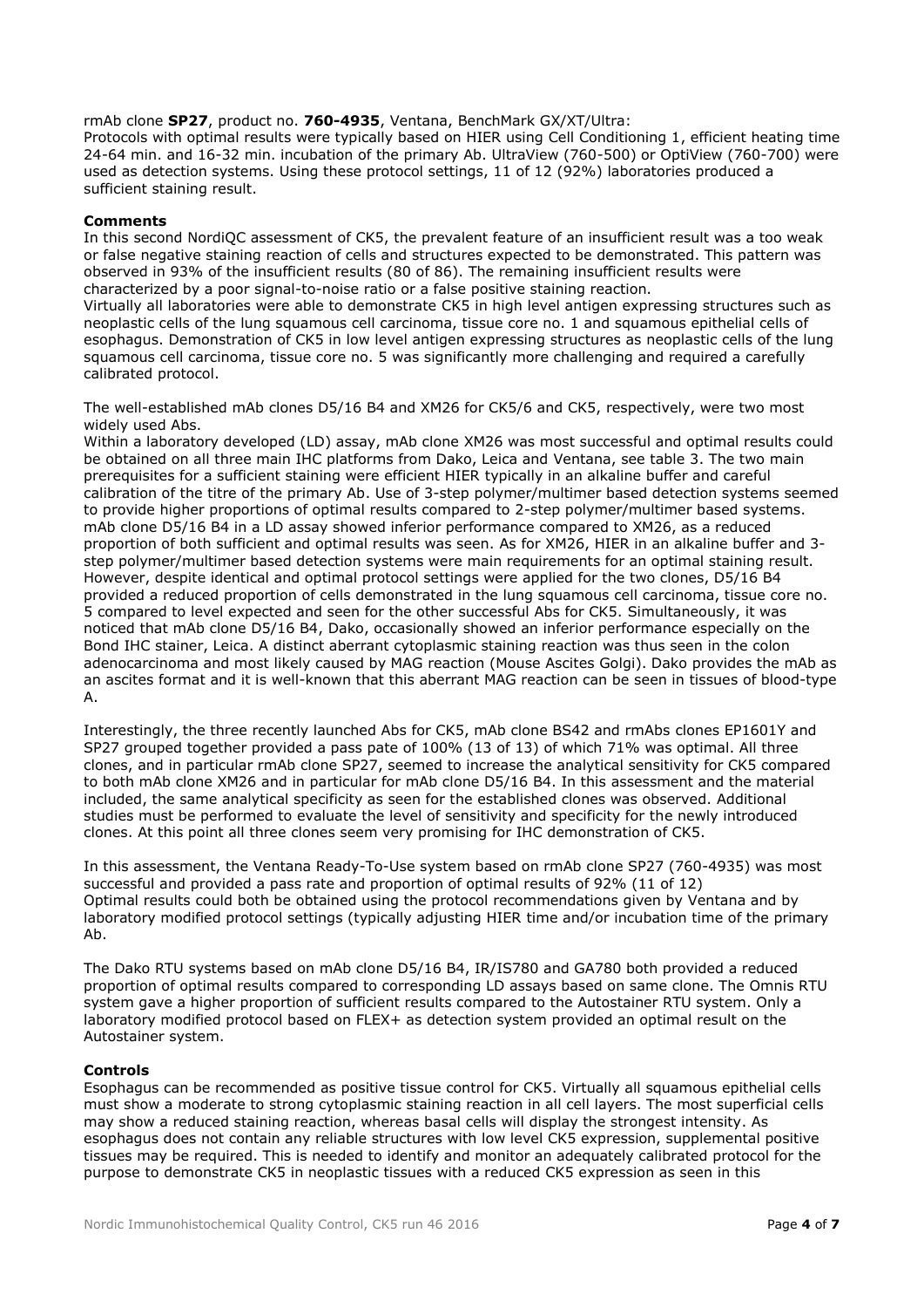rmAb clone **SP27**, product no. **760-4935**, Ventana, BenchMark GX/XT/Ultra:
Protocols with optimal results were typically based on HIER using Cell Conditioning 1, efficient heating time 24-64 min. and 16-32 min. incubation of the primary Ab. UltraView (760-500) or OptiView (760-700) were used as detection systems. Using these protocol settings, 11 of 12 (92%) laboratories produced a sufficient staining result.

**Comments**

In this second NordiQC assessment of CK5, the prevalent feature of an insufficient result was a too weak or false negative staining reaction of cells and structures expected to be demonstrated. This pattern was observed in 93% of the insufficient results (80 of 86). The remaining insufficient results were characterized by a poor signal-to-noise ratio or a false positive staining reaction.
Virtually all laboratories were able to demonstrate CK5 in high level antigen expressing structures such as neoplastic cells of the lung squamous cell carcinoma, tissue core no. 1 and squamous epithelial cells of esophagus. Demonstration of CK5 in low level antigen expressing structures as neoplastic cells of the lung squamous cell carcinoma, tissue core no. 5 was significantly more challenging and required a carefully calibrated protocol.

The well-established mAb clones D5/16 B4 and XM26 for CK5/6 and CK5, respectively, were two most widely used Abs.
Within a laboratory developed (LD) assay, mAb clone XM26 was most successful and optimal results could be obtained on all three main IHC platforms from Dako, Leica and Ventana, see table 3. The two main prerequisites for a sufficient staining were efficient HIER typically in an alkaline buffer and careful calibration of the titre of the primary Ab. Use of 3-step polymer/multimer based detection systems seemed to provide higher proportions of optimal results compared to 2-step polymer/multimer based systems.
mAb clone D5/16 B4 in a LD assay showed inferior performance compared to XM26, as a reduced proportion of both sufficient and optimal results was seen. As for XM26, HIER in an alkaline buffer and 3-step polymer/multimer based detection systems were main requirements for an optimal staining result. However, despite identical and optimal protocol settings were applied for the two clones, D5/16 B4 provided a reduced proportion of cells demonstrated in the lung squamous cell carcinoma, tissue core no. 5 compared to level expected and seen for the other successful Abs for CK5. Simultaneously, it was noticed that mAb clone D5/16 B4, Dako, occasionally showed an inferior performance especially on the Bond IHC stainer, Leica. A distinct aberrant cytoplasmic staining reaction was thus seen in the colon adenocarcinoma and most likely caused by MAG reaction (Mouse Ascites Golgi). Dako provides the mAb as an ascites format and it is well-known that this aberrant MAG reaction can be seen in tissues of blood-type A.

Interestingly, the three recently launched Abs for CK5, mAb clone BS42 and rmAbs clones EP1601Y and SP27 grouped together provided a pass pate of 100% (13 of 13) of which 71% was optimal. All three clones, and in particular rmAb clone SP27, seemed to increase the analytical sensitivity for CK5 compared to both mAb clone XM26 and in particular for mAb clone D5/16 B4. In this assessment and the material included, the same analytical specificity as seen for the established clones was observed. Additional studies must be performed to evaluate the level of sensitivity and specificity for the newly introduced clones. At this point all three clones seem very promising for IHC demonstration of CK5.

In this assessment, the Ventana Ready-To-Use system based on rmAb clone SP27 (760-4935) was most successful and provided a pass rate and proportion of optimal results of 92% (11 of 12)
Optimal results could both be obtained using the protocol recommendations given by Ventana and by laboratory modified protocol settings (typically adjusting HIER time and/or incubation time of the primary Ab.

The Dako RTU systems based on mAb clone D5/16 B4, IR/IS780 and GA780 both provided a reduced proportion of optimal results compared to corresponding LD assays based on same clone. The Omnis RTU system gave a higher proportion of sufficient results compared to the Autostainer RTU system. Only a laboratory modified protocol based on FLEX+ as detection system provided an optimal result on the Autostainer system.

**Controls**

Esophagus can be recommended as positive tissue control for CK5. Virtually all squamous epithelial cells must show a moderate to strong cytoplasmic staining reaction in all cell layers. The most superficial cells may show a reduced staining reaction, whereas basal cells will display the strongest intensity. As esophagus does not contain any reliable structures with low level CK5 expression, supplemental positive tissues may be required. This is needed to identify and monitor an adequately calibrated protocol for the purpose to demonstrate CK5 in neoplastic tissues with a reduced CK5 expression as seen in this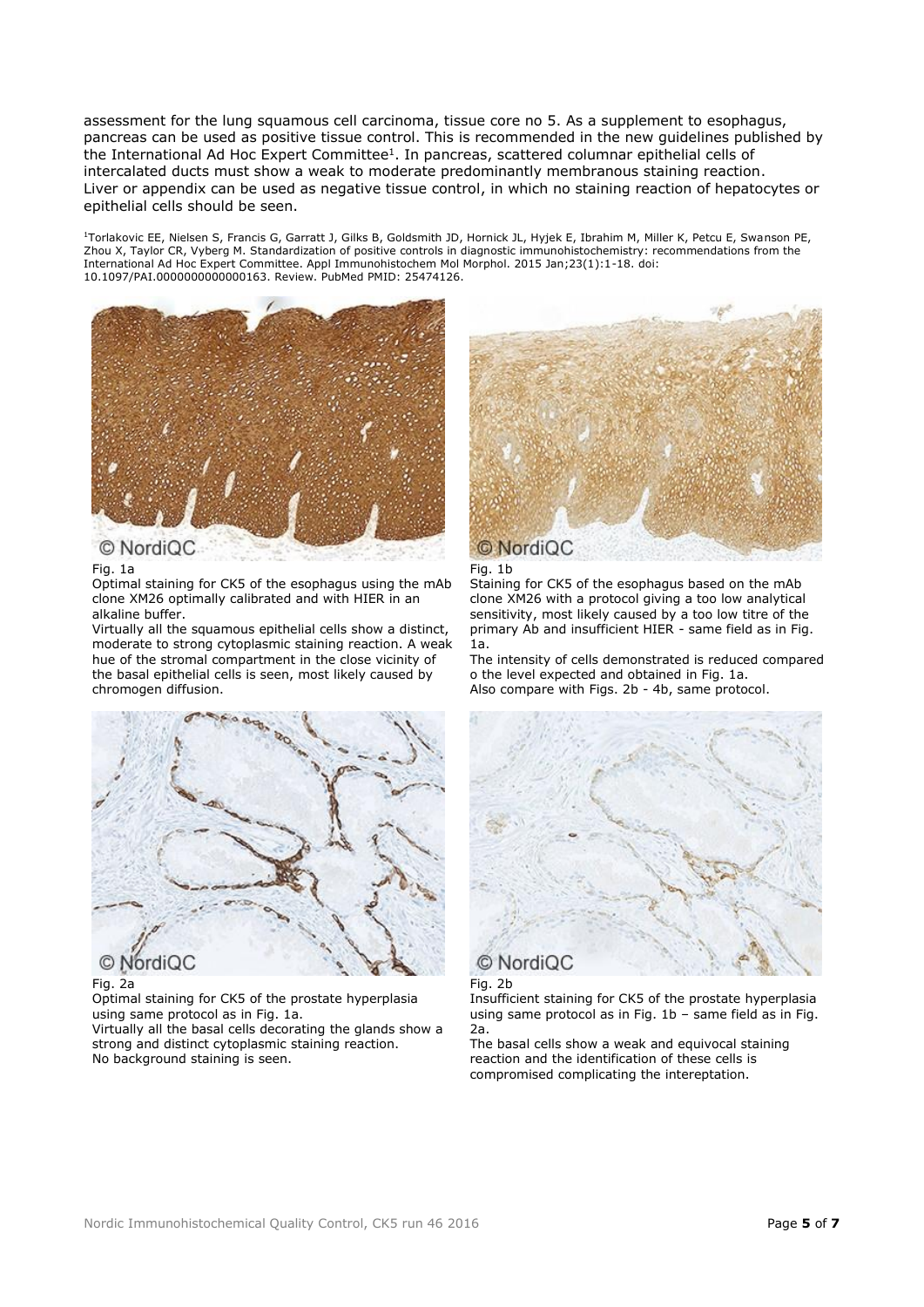assessment for the lung squamous cell carcinoma, tissue core no 5. As a supplement to esophagus, pancreas can be used as positive tissue control. This is recommended in the new guidelines published by the International Ad Hoc Expert Committee[1]. In pancreas, scattered columnar epithelial cells of intercalated ducts must show a weak to moderate predominantly membranous staining reaction. Liver or appendix can be used as negative tissue control, in which no staining reaction of hepatocytes or epithelial cells should be seen.

[1]Torlakovic EE, Nielsen S, Francis G, Garratt J, Gilks B, Goldsmith JD, Hornick JL, Hyjek E, Ibrahim M, Miller K, Petcu E, Swanson PE, Zhou X, Taylor CR, Vyberg M. Standardization of positive controls in diagnostic immunohistochemistry: recommendations from the International Ad Hoc Expert Committee. Appl Immunohistochem Mol Morphol. 2015 Jan;23(1):1-18. doi: 10.1097/PAI.0000000000000163. Review. PubMed PMID: 25474126.

Fig. 1a
Optimal staining for CK5 of the esophagus using the mAb clone XM26 optimally calibrated and with HIER in an alkaline buffer.
Virtually all the squamous epithelial cells show a distinct, moderate to strong cytoplasmic staining reaction. A weak hue of the stromal compartment in the close vicinity of the basal epithelial cells is seen, most likely caused by chromogen diffusion.

Fig. 1b
Staining for CK5 of the esophagus based on the mAb clone XM26 with a protocol giving a too low analytical sensitivity, most likely caused by a too low titre of the primary Ab and insufficient HIER - same field as in Fig. 1a.
The intensity of cells demonstrated is reduced compared o the level expected and obtained in Fig. 1a.
Also compare with Figs. 2b - 4b, same protocol.

Fig. 2a
Optimal staining for CK5 of the prostate hyperplasia using same protocol as in Fig. 1a.
Virtually all the basal cells decorating the glands show a strong and distinct cytoplasmic staining reaction.
No background staining is seen.

Fig. 2b
Insufficient staining for CK5 of the prostate hyperplasia using same protocol as in Fig. 1b – same field as in Fig. 2a.
The basal cells show a weak and equivocal staining reaction and the identification of these cells is compromised complicating the intereptation.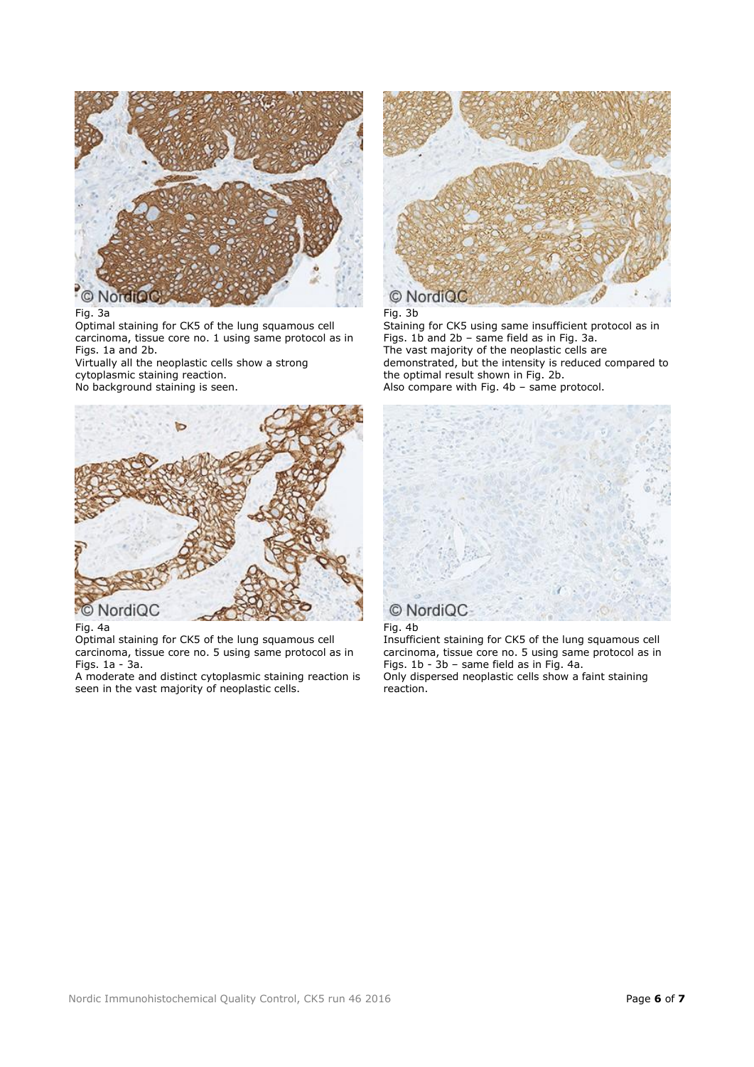Fig. 3a
Optimal staining for CK5 of the lung squamous cell carcinoma, tissue core no. 1 using same protocol as in Figs. 1a and 2b.
Virtually all the neoplastic cells show a strong cytoplasmic staining reaction.
No background staining is seen.

Fig. 3b
Staining for CK5 using same insufficient protocol as in Figs. 1b and 2b – same field as in Fig. 3a.
The vast majority of the neoplastic cells are demonstrated, but the intensity is reduced compared to the optimal result shown in Fig. 2b.
Also compare with Fig. 4b – same protocol.

Fig. 4a
Optimal staining for CK5 of the lung squamous cell carcinoma, tissue core no. 5 using same protocol as in Figs. 1a - 3a.
A moderate and distinct cytoplasmic staining reaction is seen in the vast majority of neoplastic cells.

Fig. 4b
Insufficient staining for CK5 of the lung squamous cell carcinoma, tissue core no. 5 using same protocol as in Figs. 1b - 3b – same field as in Fig. 4a.
Only dispersed neoplastic cells show a faint staining reaction.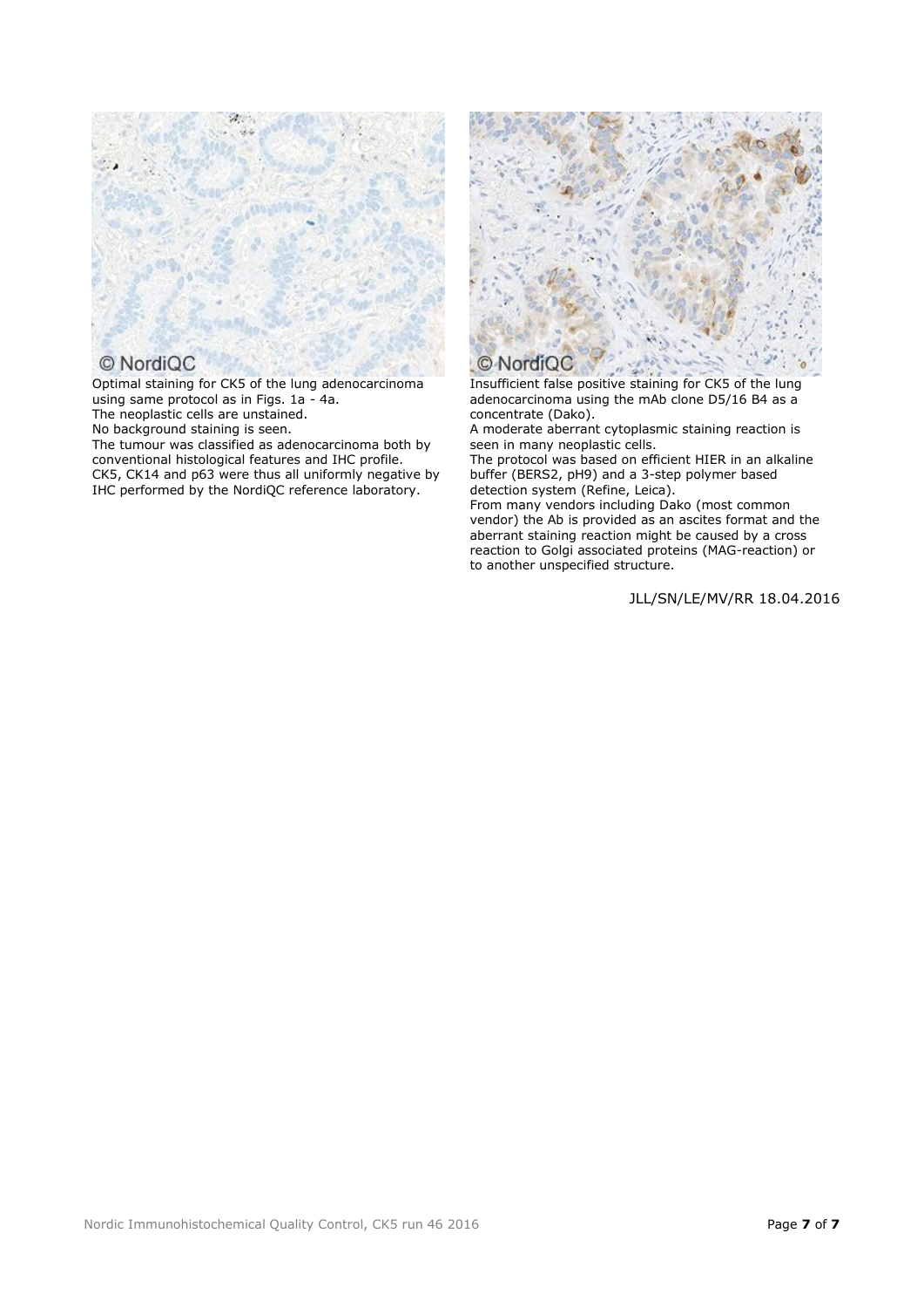© NordiQC

Optimal staining for CK5 of the lung adenocarcinoma using same protocol as in Figs. 1a - 4a.
The neoplastic cells are unstained.
No background staining is seen.
The tumour was classified as adenocarcinoma both by conventional histological features and IHC profile.
CK5, CK14 and p63 were thus all uniformly negative by IHC performed by the NordiQC reference laboratory.

© NordiQC

Insufficient false positive staining for CK5 of the lung adenocarcinoma using the mAb clone D5/16 B4 as a concentrate (Dako).
A moderate aberrant cytoplasmic staining reaction is seen in many neoplastic cells.
The protocol was based on efficient HIER in an alkaline buffer (BERS2, pH9) and a 3-step polymer based detection system (Refine, Leica).
From many vendors including Dako (most common vendor) the Ab is provided as an ascites format and the aberrant staining reaction might be caused by a cross reaction to Golgi associated proteins (MAG-reaction) or to another unspecified structure.

JLL/SN/LE/MV/RR 18.04.2016